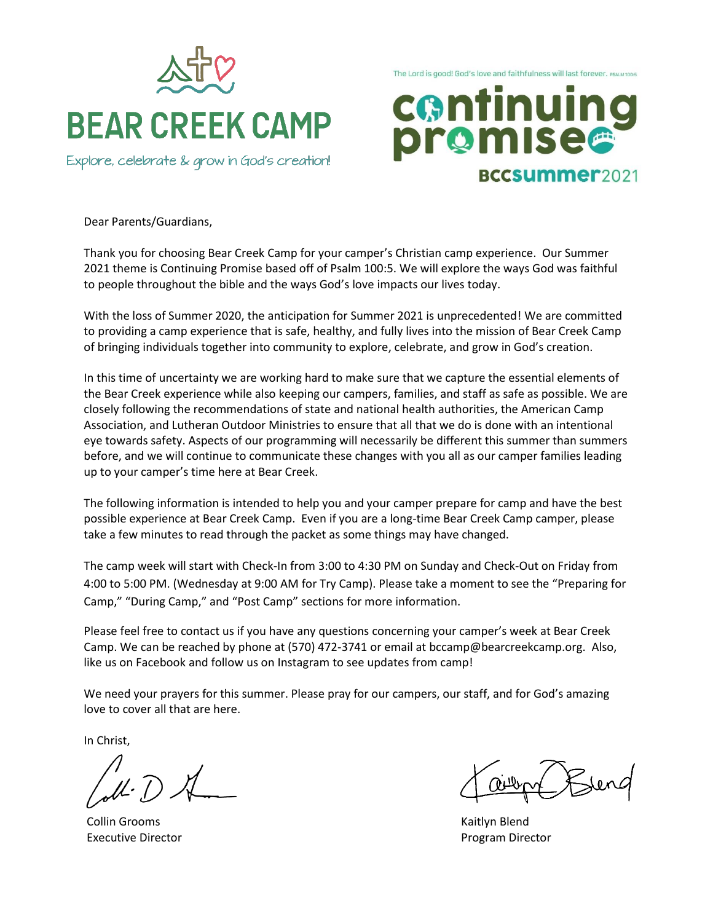# BEAR CREEK CAMP

Explore, celebrate & grow in God's creation!

The Lord is good! God's love and faithfulness will last forever. PSALM 100:5

# continuing promise

BCCsummer2021

Dear Parents/Guardians,

Thank you for choosing Bear Creek Camp for your camper's Christian camp experience. Our Summer 2021 theme is Continuing Promise based off of Psalm 100:5. We will explore the ways God was faithful to people throughout the bible and the ways God's love impacts our lives today.

With the loss of Summer 2020, the anticipation for Summer 2021 is unprecedented! We are committed to providing a camp experience that is safe, healthy, and fully lives into the mission of Bear Creek Camp of bringing individuals together into community to explore, celebrate, and grow in God's creation.

In this time of uncertainty we are working hard to make sure that we capture the essential elements of the Bear Creek experience while also keeping our campers, families, and staff as safe as possible. We are closely following the recommendations of state and national health authorities, the American Camp Association, and Lutheran Outdoor Ministries to ensure that all that we do is done with an intentional eye towards safety. Aspects of our programming will necessarily be different this summer than summers before, and we will continue to communicate these changes with you all as our camper families leading up to your camper's time here at Bear Creek.

The following information is intended to help you and your camper prepare for camp and have the best possible experience at Bear Creek Camp. Even if you are a long-time Bear Creek Camp camper, please take a few minutes to read through the packet as some things may have changed.

The camp week will start with Check-In from 3:00 to 4:30 PM on Sunday and Check-Out on Friday from 4:00 to 5:00 PM. (Wednesday at 9:00 AM for Try Camp). Please take a moment to see the "Preparing for Camp," "During Camp," and "Post Camp" sections for more information.

Please feel free to contact us if you have any questions concerning your camper's week at Bear Creek Camp. We can be reached by phone at (570) 472-3741 or email at bccamp@bearcreekcamp.org. Also, like us on Facebook and follow us on Instagram to see updates from camp!

We need your prayers for this summer. Please pray for our campers, our staff, and for God's amazing love to cover all that are here.

In Christ,

Collin Grooms
Executive Director

Kaitlyn Blend
Program Director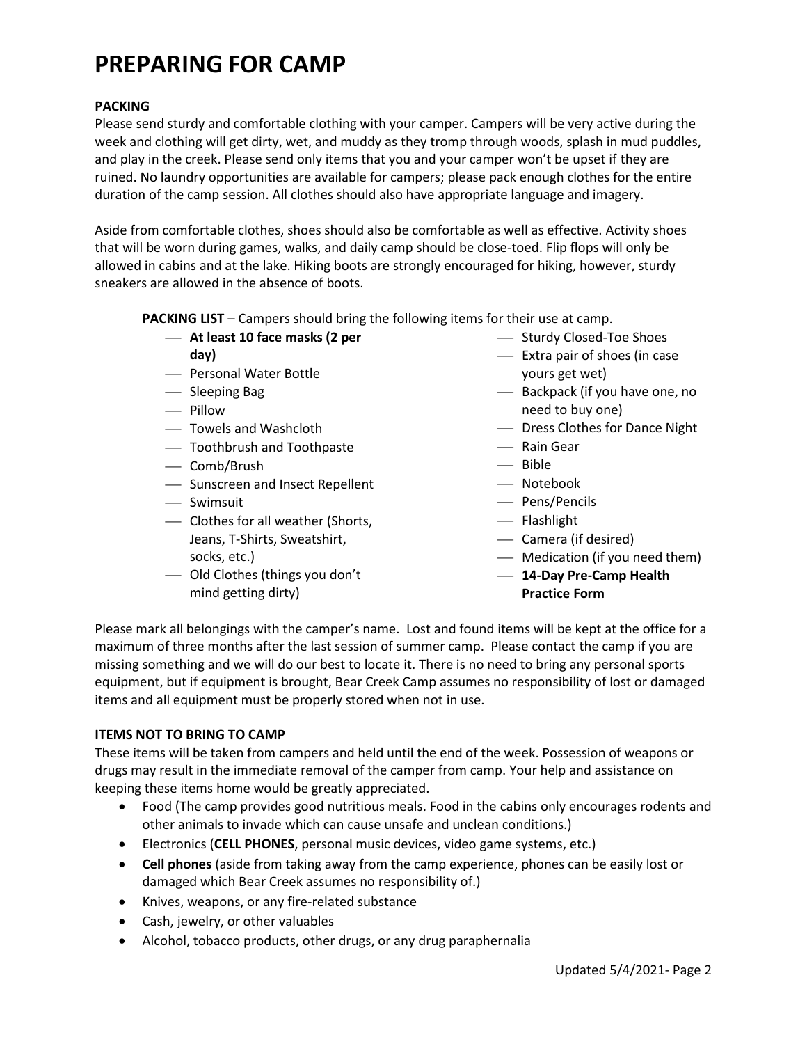# PREPARING FOR CAMP

**PACKING**

Please send sturdy and comfortable clothing with your camper. Campers will be very active during the week and clothing will get dirty, wet, and muddy as they tromp through woods, splash in mud puddles, and play in the creek. Please send only items that you and your camper won't be upset if they are ruined. No laundry opportunities are available for campers; please pack enough clothes for the entire duration of the camp session. All clothes should also have appropriate language and imagery.

Aside from comfortable clothes, shoes should also be comfortable as well as effective. Activity shoes that will be worn during games, walks, and daily camp should be close-toed. Flip flops will only be allowed in cabins and at the lake. Hiking boots are strongly encouraged for hiking, however, sturdy sneakers are allowed in the absence of boots.

**PACKING LIST** – Campers should bring the following items for their use at camp.

- **At least 10 face masks (2 per day)**
- Personal Water Bottle
- Sleeping Bag
- Pillow
- Towels and Washcloth
- Toothbrush and Toothpaste
- Comb/Brush
- Sunscreen and Insect Repellent
- Swimsuit
- Clothes for all weather (Shorts, Jeans, T-Shirts, Sweatshirt, socks, etc.)
- Old Clothes (things you don't mind getting dirty)
- Sturdy Closed-Toe Shoes
- Extra pair of shoes (in case yours get wet)
- Backpack (if you have one, no need to buy one)
- Dress Clothes for Dance Night
- Rain Gear
- Bible
- Notebook
- Pens/Pencils
- Flashlight
- Camera (if desired)
- Medication (if you need them)
- **14-Day Pre-Camp Health Practice Form**

Please mark all belongings with the camper's name. Lost and found items will be kept at the office for a maximum of three months after the last session of summer camp. Please contact the camp if you are missing something and we will do our best to locate it. There is no need to bring any personal sports equipment, but if equipment is brought, Bear Creek Camp assumes no responsibility of lost or damaged items and all equipment must be properly stored when not in use.

**ITEMS NOT TO BRING TO CAMP**

These items will be taken from campers and held until the end of the week. Possession of weapons or drugs may result in the immediate removal of the camper from camp. Your help and assistance on keeping these items home would be greatly appreciated.

- Food (The camp provides good nutritious meals. Food in the cabins only encourages rodents and other animals to invade which can cause unsafe and unclean conditions.)
- Electronics (**CELL PHONES**, personal music devices, video game systems, etc.)
- **Cell phones** (aside from taking away from the camp experience, phones can be easily lost or damaged which Bear Creek assumes no responsibility of.)
- Knives, weapons, or any fire-related substance
- Cash, jewelry, or other valuables
- Alcohol, tobacco products, other drugs, or any drug paraphernalia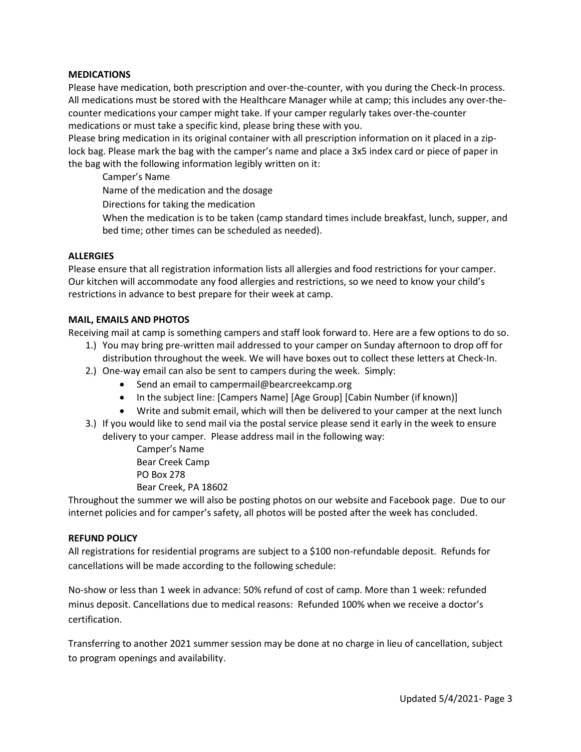**MEDICATIONS**

Please have medication, both prescription and over-the-counter, with you during the Check-In process. All medications must be stored with the Healthcare Manager while at camp; this includes any over-the-counter medications your camper might take. If your camper regularly takes over-the-counter medications or must take a specific kind, please bring these with you.

Please bring medication in its original container with all prescription information on it placed in a zip-lock bag. Please mark the bag with the camper's name and place a 3x5 index card or piece of paper in the bag with the following information legibly written on it:

Camper's Name
Name of the medication and the dosage
Directions for taking the medication
When the medication is to be taken (camp standard times include breakfast, lunch, supper, and bed time; other times can be scheduled as needed).

**ALLERGIES**

Please ensure that all registration information lists all allergies and food restrictions for your camper. Our kitchen will accommodate any food allergies and restrictions, so we need to know your child's restrictions in advance to best prepare for their week at camp.

**MAIL, EMAILS AND PHOTOS**

Receiving mail at camp is something campers and staff look forward to. Here are a few options to do so.

1.) You may bring pre-written mail addressed to your camper on Sunday afternoon to drop off for distribution throughout the week. We will have boxes out to collect these letters at Check-In.
2.) One-way email can also be sent to campers during the week. Simply:
    - Send an email to campermail@bearcreekcamp.org
    - In the subject line: [Campers Name] [Age Group] [Cabin Number (if known)]
    - Write and submit email, which will then be delivered to your camper at the next lunch
3.) If you would like to send mail via the postal service please send it early in the week to ensure delivery to your camper. Please address mail in the following way:

    Camper's Name
    Bear Creek Camp
    PO Box 278
    Bear Creek, PA 18602

Throughout the summer we will also be posting photos on our website and Facebook page. Due to our internet policies and for camper's safety, all photos will be posted after the week has concluded.

**REFUND POLICY**

All registrations for residential programs are subject to a $100 non-refundable deposit. Refunds for cancellations will be made according to the following schedule:

No-show or less than 1 week in advance: 50% refund of cost of camp. More than 1 week: refunded minus deposit. Cancellations due to medical reasons: Refunded 100% when we receive a doctor's certification.

Transferring to another 2021 summer session may be done at no charge in lieu of cancellation, subject to program openings and availability.

Updated 5/4/2021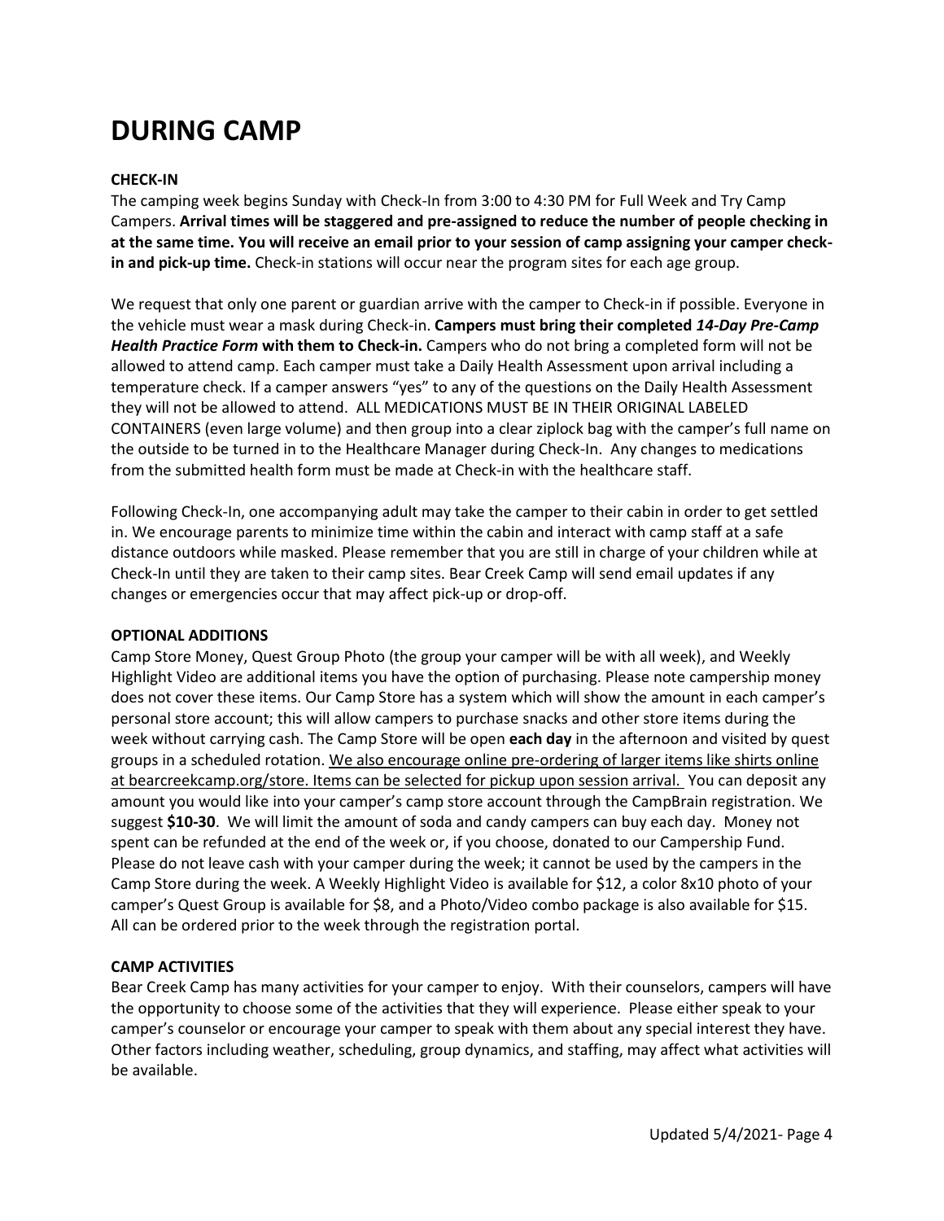# DURING CAMP

**CHECK-IN**

The camping week begins Sunday with Check-In from 3:00 to 4:30 PM for Full Week and Try Camp Campers. **Arrival times will be staggered and pre-assigned to reduce the number of people checking in at the same time. You will receive an email prior to your session of camp assigning your camper check-in and pick-up time.** Check-in stations will occur near the program sites for each age group.

We request that only one parent or guardian arrive with the camper to Check-in if possible. Everyone in the vehicle must wear a mask during Check-in. **Campers must bring their completed *14-Day Pre-Camp Health Practice Form* with them to Check-in.** Campers who do not bring a completed form will not be allowed to attend camp. Each camper must take a Daily Health Assessment upon arrival including a temperature check. If a camper answers "yes" to any of the questions on the Daily Health Assessment they will not be allowed to attend. ALL MEDICATIONS MUST BE IN THEIR ORIGINAL LABELED CONTAINERS (even large volume) and then group into a clear ziplock bag with the camper's full name on the outside to be turned in to the Healthcare Manager during Check-In. Any changes to medications from the submitted health form must be made at Check-in with the healthcare staff.

Following Check-In, one accompanying adult may take the camper to their cabin in order to get settled in. We encourage parents to minimize time within the cabin and interact with camp staff at a safe distance outdoors while masked. Please remember that you are still in charge of your children while at Check-In until they are taken to their camp sites. Bear Creek Camp will send email updates if any changes or emergencies occur that may affect pick-up or drop-off.

**OPTIONAL ADDITIONS**

Camp Store Money, Quest Group Photo (the group your camper will be with all week), and Weekly Highlight Video are additional items you have the option of purchasing. Please note campership money does not cover these items. Our Camp Store has a system which will show the amount in each camper's personal store account; this will allow campers to purchase snacks and other store items during the week without carrying cash. The Camp Store will be open **each day** in the afternoon and visited by quest groups in a scheduled rotation. <u>We also encourage online pre-ordering of larger items like shirts online at bearcreekcamp.org/store. Items can be selected for pickup upon session arrival.</u> You can deposit any amount you would like into your camper's camp store account through the CampBrain registration. We suggest **$10-30**. We will limit the amount of soda and candy campers can buy each day. Money not spent can be refunded at the end of the week or, if you choose, donated to our Campership Fund. Please do not leave cash with your camper during the week; it cannot be used by the campers in the Camp Store during the week. A Weekly Highlight Video is available for $12, a color 8x10 photo of your camper's Quest Group is available for $8, and a Photo/Video combo package is also available for $15. All can be ordered prior to the week through the registration portal.

**CAMP ACTIVITIES**

Bear Creek Camp has many activities for your camper to enjoy. With their counselors, campers will have the opportunity to choose some of the activities that they will experience. Please either speak to your camper's counselor or encourage your camper to speak with them about any special interest they have. Other factors including weather, scheduling, group dynamics, and staffing, may affect what activities will be available.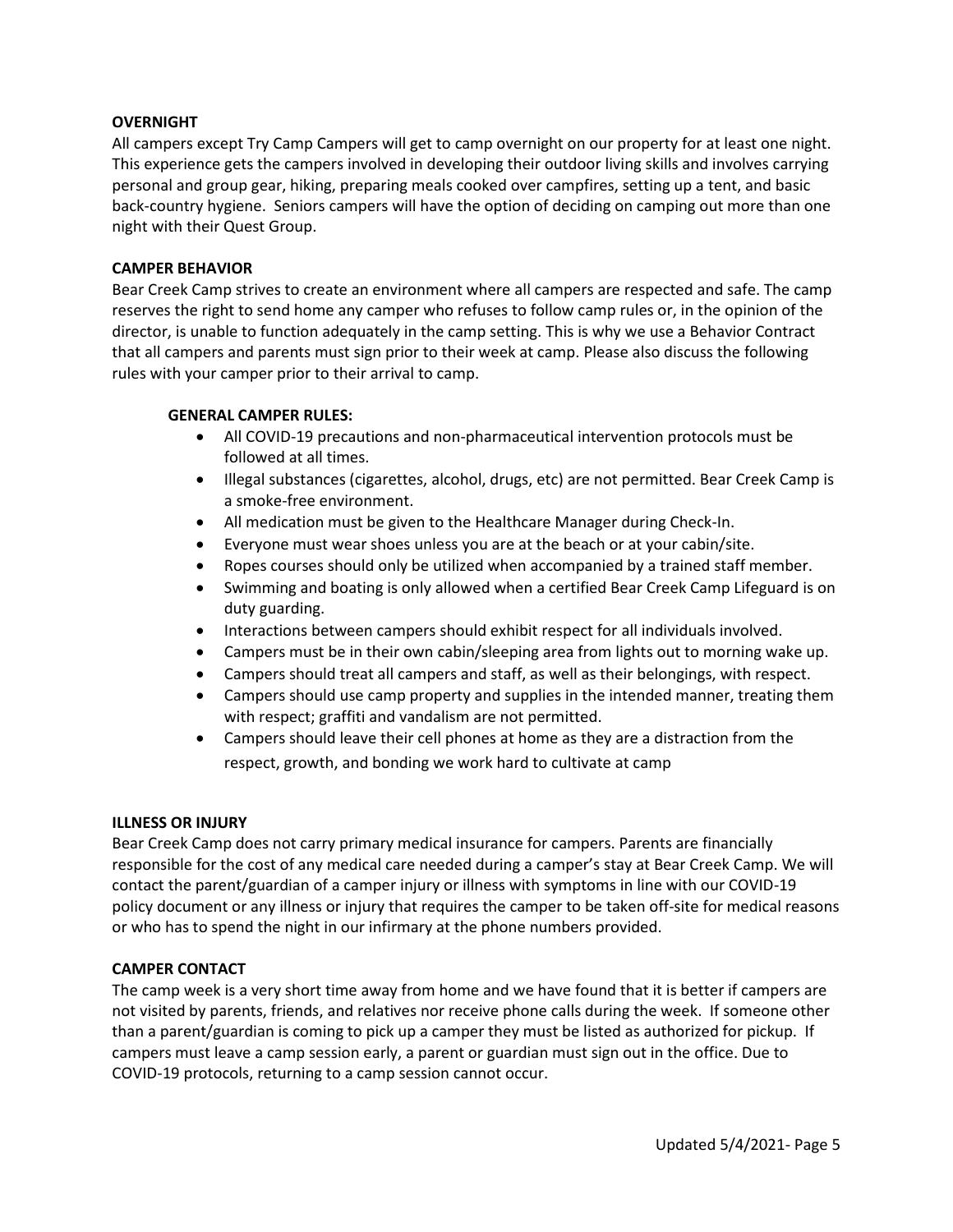**OVERNIGHT**

All campers except Try Camp Campers will get to camp overnight on our property for at least one night. This experience gets the campers involved in developing their outdoor living skills and involves carrying personal and group gear, hiking, preparing meals cooked over campfires, setting up a tent, and basic back-country hygiene. Seniors campers will have the option of deciding on camping out more than one night with their Quest Group.

**CAMPER BEHAVIOR**

Bear Creek Camp strives to create an environment where all campers are respected and safe. The camp reserves the right to send home any camper who refuses to follow camp rules or, in the opinion of the director, is unable to function adequately in the camp setting. This is why we use a Behavior Contract that all campers and parents must sign prior to their week at camp. Please also discuss the following rules with your camper prior to their arrival to camp.

**GENERAL CAMPER RULES:**

- All COVID-19 precautions and non-pharmaceutical intervention protocols must be followed at all times.
- Illegal substances (cigarettes, alcohol, drugs, etc) are not permitted. Bear Creek Camp is a smoke-free environment.
- All medication must be given to the Healthcare Manager during Check-In.
- Everyone must wear shoes unless you are at the beach or at your cabin/site.
- Ropes courses should only be utilized when accompanied by a trained staff member.
- Swimming and boating is only allowed when a certified Bear Creek Camp Lifeguard is on duty guarding.
- Interactions between campers should exhibit respect for all individuals involved.
- Campers must be in their own cabin/sleeping area from lights out to morning wake up.
- Campers should treat all campers and staff, as well as their belongings, with respect.
- Campers should use camp property and supplies in the intended manner, treating them with respect; graffiti and vandalism are not permitted.
- Campers should leave their cell phones at home as they are a distraction from the respect, growth, and bonding we work hard to cultivate at camp

**ILLNESS OR INJURY**

Bear Creek Camp does not carry primary medical insurance for campers. Parents are financially responsible for the cost of any medical care needed during a camper's stay at Bear Creek Camp. We will contact the parent/guardian of a camper injury or illness with symptoms in line with our COVID-19 policy document or any illness or injury that requires the camper to be taken off-site for medical reasons or who has to spend the night in our infirmary at the phone numbers provided.

**CAMPER CONTACT**

The camp week is a very short time away from home and we have found that it is better if campers are not visited by parents, friends, and relatives nor receive phone calls during the week. If someone other than a parent/guardian is coming to pick up a camper they must be listed as authorized for pickup. If campers must leave a camp session early, a parent or guardian must sign out in the office. Due to COVID-19 protocols, returning to a camp session cannot occur.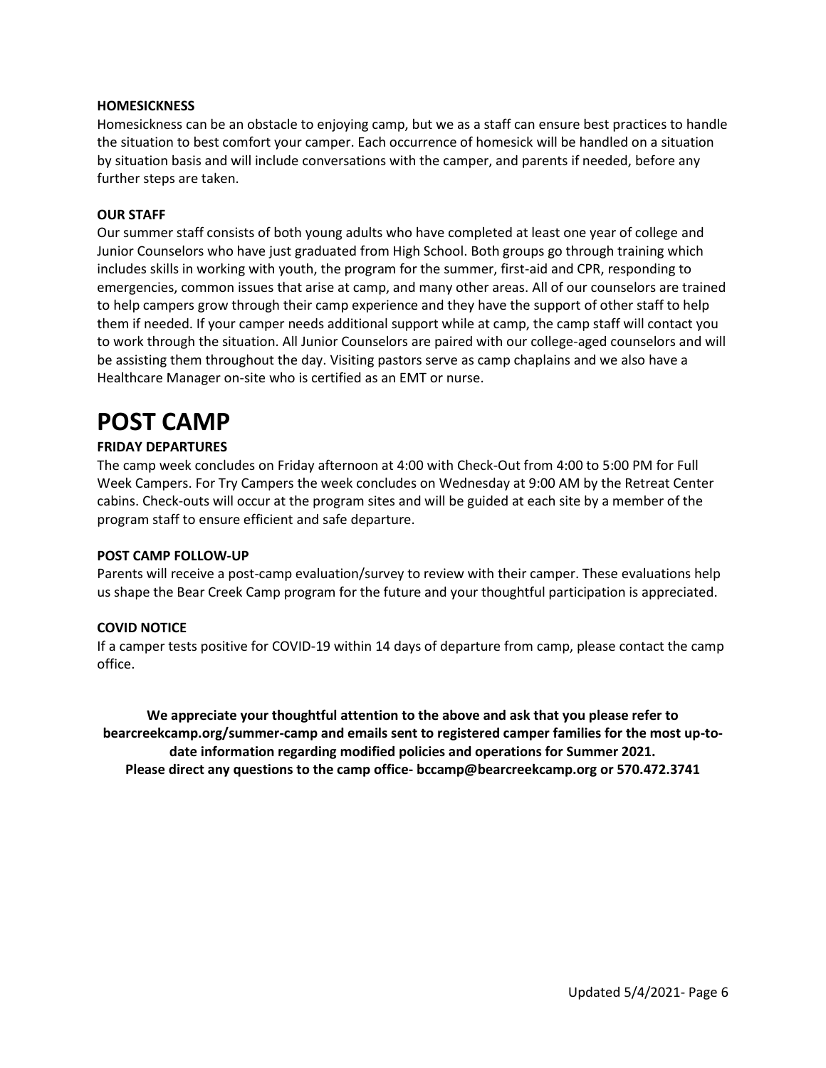**HOMESICKNESS**

Homesickness can be an obstacle to enjoying camp, but we as a staff can ensure best practices to handle the situation to best comfort your camper. Each occurrence of homesick will be handled on a situation by situation basis and will include conversations with the camper, and parents if needed, before any further steps are taken.

**OUR STAFF**

Our summer staff consists of both young adults who have completed at least one year of college and Junior Counselors who have just graduated from High School. Both groups go through training which includes skills in working with youth, the program for the summer, first-aid and CPR, responding to emergencies, common issues that arise at camp, and many other areas. All of our counselors are trained to help campers grow through their camp experience and they have the support of other staff to help them if needed. If your camper needs additional support while at camp, the camp staff will contact you to work through the situation. All Junior Counselors are paired with our college-aged counselors and will be assisting them throughout the day. Visiting pastors serve as camp chaplains and we also have a Healthcare Manager on-site who is certified as an EMT or nurse.

# POST CAMP

**FRIDAY DEPARTURES**

The camp week concludes on Friday afternoon at 4:00 with Check-Out from 4:00 to 5:00 PM for Full Week Campers. For Try Campers the week concludes on Wednesday at 9:00 AM by the Retreat Center cabins. Check-outs will occur at the program sites and will be guided at each site by a member of the program staff to ensure efficient and safe departure.

**POST CAMP FOLLOW-UP**

Parents will receive a post-camp evaluation/survey to review with their camper. These evaluations help us shape the Bear Creek Camp program for the future and your thoughtful participation is appreciated.

**COVID NOTICE**

If a camper tests positive for COVID-19 within 14 days of departure from camp, please contact the camp office.

**We appreciate your thoughtful attention to the above and ask that you please refer to bearcreekcamp.org/summer-camp and emails sent to registered camper families for the most up-to-date information regarding modified policies and operations for Summer 2021.**
**Please direct any questions to the camp office- bccamp@bearcreekcamp.org or 570.472.3741**

Updated 5/4/2021